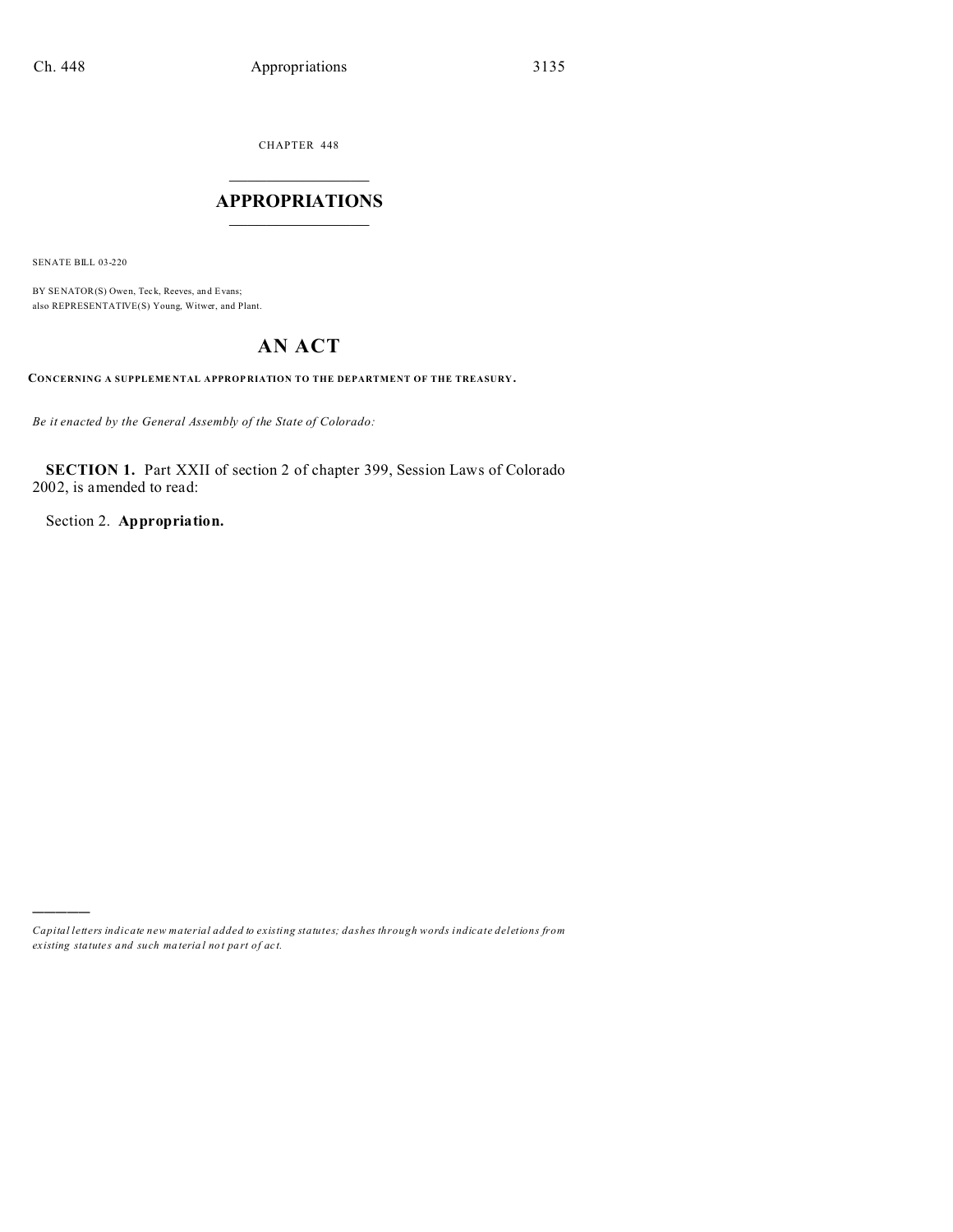CHAPTER 448

# APPROPRIATIONS

SENATE BILL 03-220

BY SENATOR(S) Owen, Teck, Reeves, and Evans;
also REPRESENTATIVE(S) Young, Witwer, and Plant.

# AN ACT

**CONCERNING A SUPPLEMENTAL APPROPRIATION TO THE DEPARTMENT OF THE TREASURY.**

*Be it enacted by the General Assembly of the State of Colorado:*

**SECTION 1.** Part XXII of section 2 of chapter 399, Session Laws of Colorado 2002, is amended to read:

Section 2. **Appropriation.**

---

*Capital letters indicate new material added to existing statutes; dashes through words indicate deletions from existing statutes and such material not part of act.*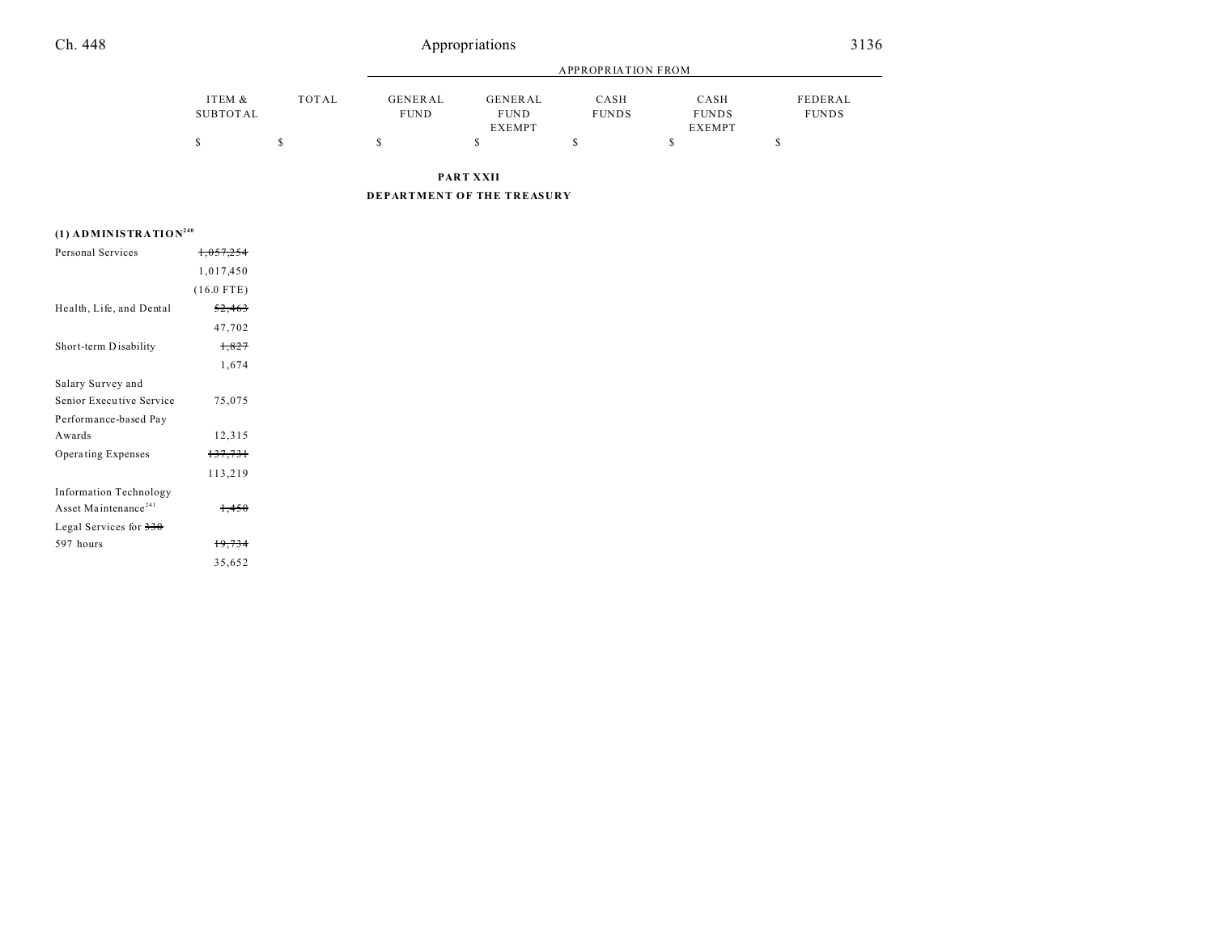| | ITEM & SUBTOTAL | TOTAL | APPROPRIATION FROM GENERAL FUND | GENERAL FUND EXEMPT | CASH FUNDS | CASH FUNDS EXEMPT | FEDERAL FUNDS |
|---|---|---|---|---|---|---|---|
| | $ | $ | $ | $ | $ | $ | $ |

**PART XXII**

**DEPARTMENT OF THE TREASURY**

**(1) ADMINISTRATION[240]**

| | ITEM & SUBTOTAL | TOTAL | GENERAL FUND | GENERAL FUND EXEMPT | CASH FUNDS | CASH FUNDS EXEMPT | FEDERAL FUNDS |
|---|---|---|---|---|---|---|---|
| Personal Services | ~~1,057,254~~ | | | | | | |
| | 1,017,450 | | | | | | |
| | (16.0 FTE) | | | | | | |
| Health, Life, and Dental | ~~52,463~~ | | | | | | |
| | 47,702 | | | | | | |
| Short-term Disability | ~~1,827~~ | | | | | | |
| | 1,674 | | | | | | |
| Salary Survey and Senior Executive Service | 75,075 | | | | | | |
| Performance-based Pay Awards | 12,315 | | | | | | |
| Operating Expenses | ~~137,731~~ | | | | | | |
| | 113,219 | | | | | | |
| Information Technology Asset Maintenance[241] | ~~1,450~~ | | | | | | |
| Legal Services for ~~330~~ 597 hours | ~~19,734~~ | | | | | | |
| | 35,652 | | | | | | |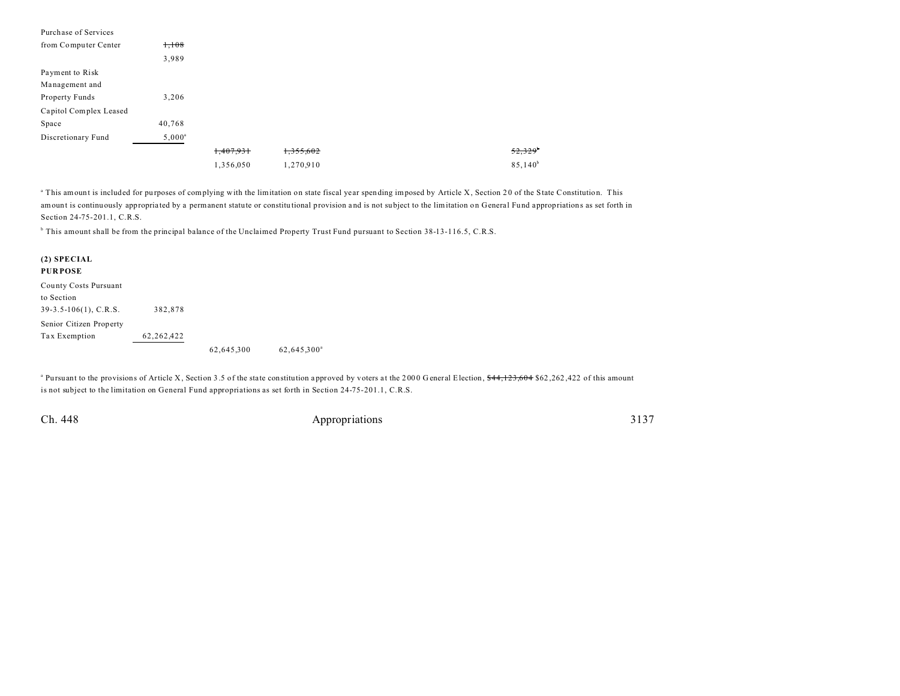| | | | | | | |
|---|---|---|---|---|---|---|
| Purchase of Services from Computer Center | ~~1,108~~ 3,989 | | | | | |
| Payment to Risk Management and Property Funds | 3,206 | | | | | |
| Capitol Complex Leased Space | 40,768 | | | | | |
| Discretionary Fund | 5,000[a] | | | | | |
| | | ~~1,407,931~~ 1,356,050 | ~~1,355,602~~ 1,270,910 | | ~~52,329~~[b] 85,140[b] | |

[a] This amount is included for purposes of complying with the limitation on state fiscal year spending imposed by Article X, Section 20 of the State Constitution. This amount is continuously appropriated by a permanent statute or constitutional provision and is not subject to the limitation on General Fund appropriations as set forth in Section 24-75-201.1, C.R.S.

[b] This amount shall be from the principal balance of the Unclaimed Property Trust Fund pursuant to Section 38-13-116.5, C.R.S.

**(2) SPECIAL PURPOSE**

| | | | |
|---|---|---|---|
| County Costs Pursuant to Section 39-3.5-106(1), C.R.S. | 382,878 | | |
| Senior Citizen Property Tax Exemption | 62,262,422 | | |
| | | 62,645,300 | 62,645,300[a] |

[a] Pursuant to the provisions of Article X, Section 3.5 of the state constitution approved by voters at the 2000 General Election, ~~$44,123,604~~ $62,262,422 of this amount is not subject to the limitation on General Fund appropriations as set forth in Section 24-75-201.1, C.R.S.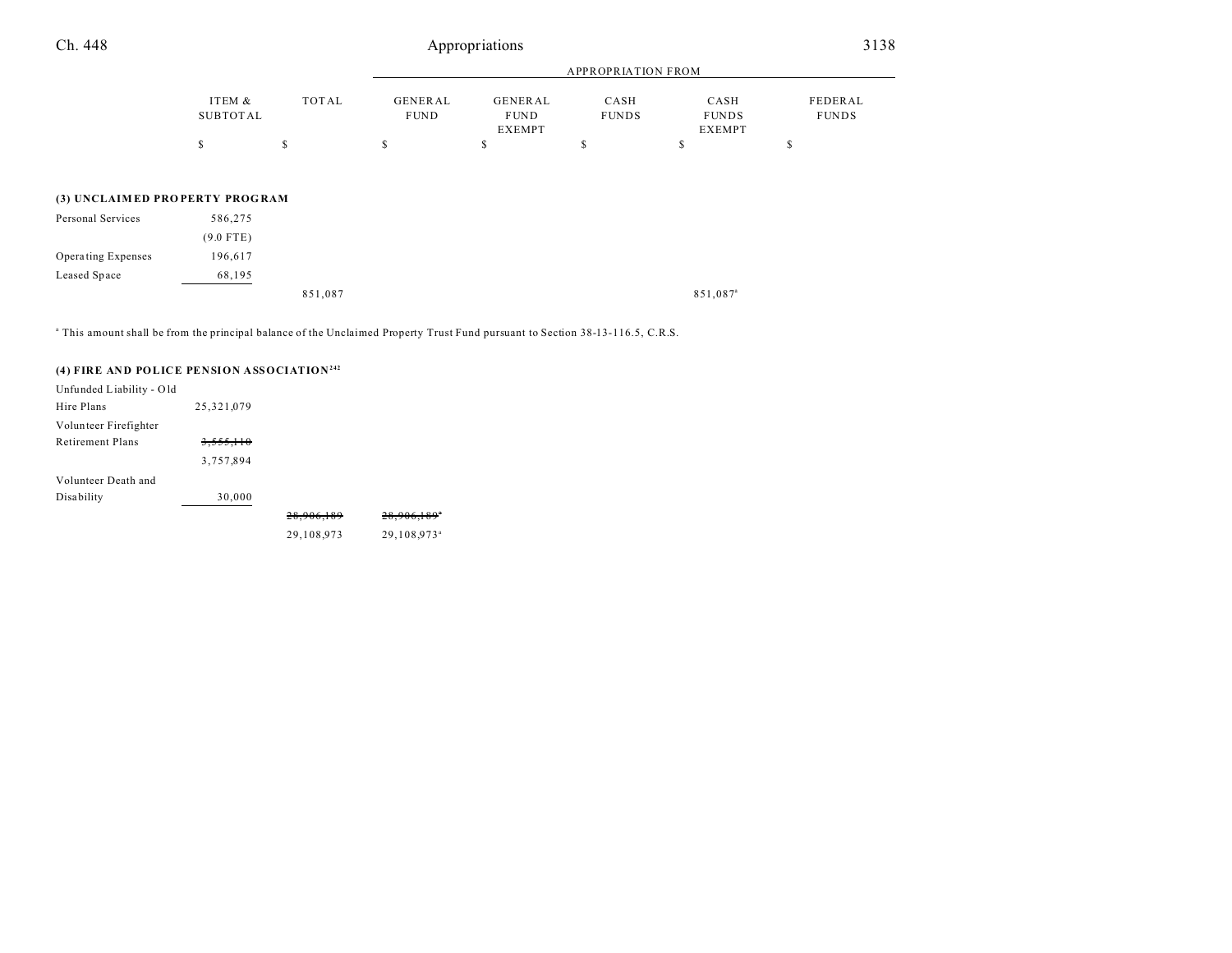| | ITEM & SUBTOTAL | TOTAL | APPROPRIATION FROM GENERAL FUND | GENERAL FUND EXEMPT | CASH FUNDS | CASH FUNDS EXEMPT | FEDERAL FUNDS |
|---|---|---|---|---|---|---|---|
| | $ | $ | $ | $ | $ | $ | $ |
| **(3) UNCLAIMED PROPERTY PROGRAM** | | | | | | | |
| Personal Services | 586,275 | | | | | | |
| | (9.0 FTE) | | | | | | |
| Operating Expenses | 196,617 | | | | | | |
| Leased Space | 68,195 | | | | | | |
| | | 851,087 | | | | 851,087[a] | |

[a] This amount shall be from the principal balance of the Unclaimed Property Trust Fund pursuant to Section 38-13-116.5, C.R.S.

| | ITEM & SUBTOTAL | TOTAL | GENERAL FUND | GENERAL FUND EXEMPT | CASH FUNDS | CASH FUNDS EXEMPT | FEDERAL FUNDS |
|---|---|---|---|---|---|---|---|
| **(4) FIRE AND POLICE PENSION ASSOCIATION**[242] | | | | | | | |
| Unfunded Liability - Old Hire Plans | 25,321,079 | | | | | | |
| Volunteer Firefighter Retirement Plans | ~~3,555,110~~ | | | | | | |
| | 3,757,894 | | | | | | |
| Volunteer Death and Disability | 30,000 | | | | | | |
| | | ~~28,906,189~~ | ~~28,906,189~~[a] | | | | |
| | | 29,108,973 | 29,108,973[a] | | | | |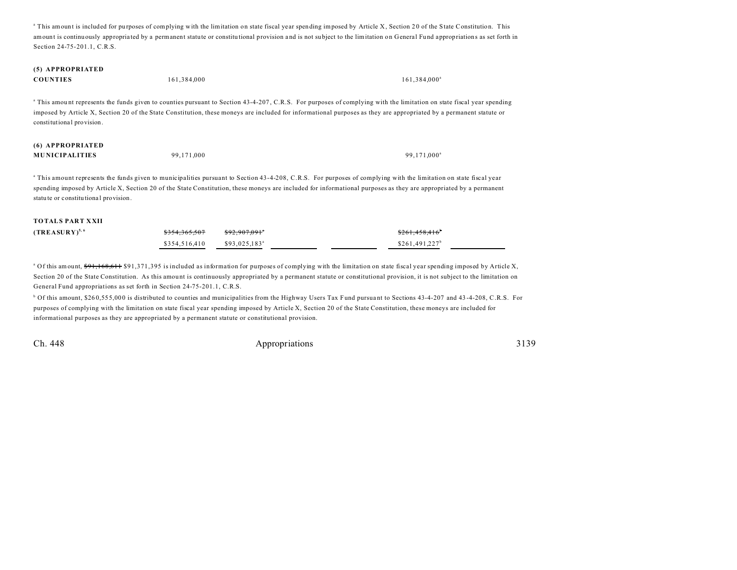[a] This amount is included for purposes of complying with the limitation on state fiscal year spending imposed by Article X, Section 20 of the State Constitution. This amount is continuously appropriated by a permanent statute or constitutional provision and is not subject to the limitation on General Fund appropriations as set forth in Section 24-75-201.1, C.R.S.

| | | | | | | |
|---|---|---|---|---|---|---|
| **(5) APPROPRIATED COUNTIES** | 161,384,000 | | | | 161,384,000[a] | |

[a] This amount represents the funds given to counties pursuant to Section 43-4-207, C.R.S. For purposes of complying with the limitation on state fiscal year spending imposed by Article X, Section 20 of the State Constitution, these moneys are included for informational purposes as they are appropriated by a permanent statute or constitutional provision.

| | | | | | | |
|---|---|---|---|---|---|---|
| **(6) APPROPRIATED MUNICIPALITIES** | 99,171,000 | | | | 99,171,000[a] | |

[a] This amount represents the funds given to municipalities pursuant to Section 43-4-208, C.R.S. For purposes of complying with the limitation on state fiscal year spending imposed by Article X, Section 20 of the State Constitution, these moneys are included for informational purposes as they are appropriated by a permanent statute or constitutional provision.

| | | | | | | |
|---|---|---|---|---|---|---|
| **TOTALS PART XXII (TREASURY)**[5, 6] | ~~$354,365,507~~ | ~~$92,907,091~~[a] | | | ~~$261,458,416~~[b] | |
| | $354,516,410 | $93,025,183[a] | | | $261,491,227[b] | |

[a] Of this amount, ~~$91,168,611~~ $91,371,395 is included as information for purposes of complying with the limitation on state fiscal year spending imposed by Article X, Section 20 of the State Constitution. As this amount is continuously appropriated by a permanent statute or constitutional provision, it is not subject to the limitation on General Fund appropriations as set forth in Section 24-75-201.1, C.R.S.

[b] Of this amount, $260,555,000 is distributed to counties and municipalities from the Highway Users Tax Fund pursuant to Sections 43-4-207 and 43-4-208, C.R.S. For purposes of complying with the limitation on state fiscal year spending imposed by Article X, Section 20 of the State Constitution, these moneys are included for informational purposes as they are appropriated by a permanent statute or constitutional provision.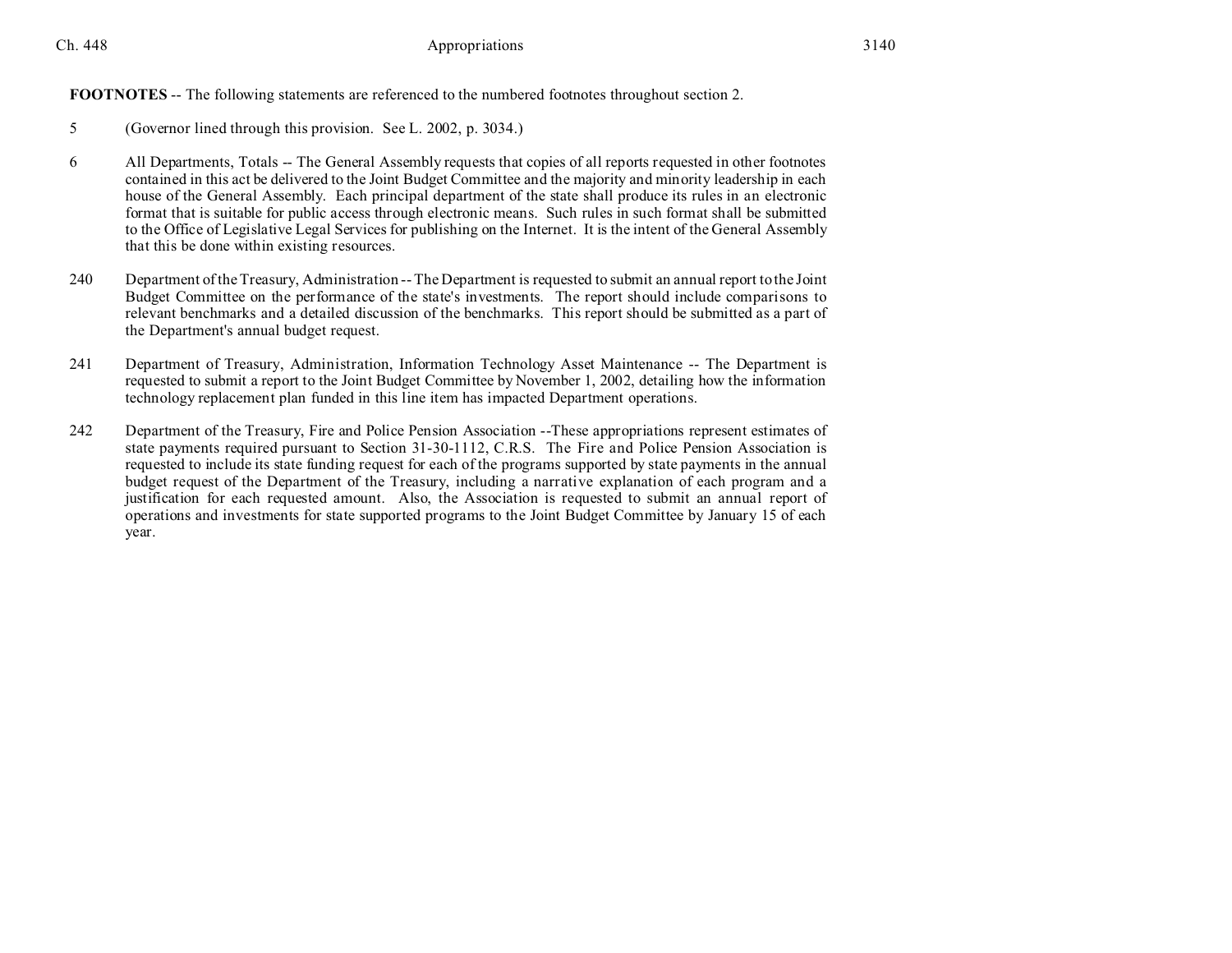**FOOTNOTES** -- The following statements are referenced to the numbered footnotes throughout section 2.

5 (Governor lined through this provision. See L. 2002, p. 3034.)

6 All Departments, Totals -- The General Assembly requests that copies of all reports requested in other footnotes contained in this act be delivered to the Joint Budget Committee and the majority and minority leadership in each house of the General Assembly. Each principal department of the state shall produce its rules in an electronic format that is suitable for public access through electronic means. Such rules in such format shall be submitted to the Office of Legislative Legal Services for publishing on the Internet. It is the intent of the General Assembly that this be done within existing resources.

240 Department of the Treasury, Administration -- The Department is requested to submit an annual report to the Joint Budget Committee on the performance of the state's investments. The report should include comparisons to relevant benchmarks and a detailed discussion of the benchmarks. This report should be submitted as a part of the Department's annual budget request.

241 Department of Treasury, Administration, Information Technology Asset Maintenance -- The Department is requested to submit a report to the Joint Budget Committee by November 1, 2002, detailing how the information technology replacement plan funded in this line item has impacted Department operations.

242 Department of the Treasury, Fire and Police Pension Association --These appropriations represent estimates of state payments required pursuant to Section 31-30-1112, C.R.S. The Fire and Police Pension Association is requested to include its state funding request for each of the programs supported by state payments in the annual budget request of the Department of the Treasury, including a narrative explanation of each program and a justification for each requested amount. Also, the Association is requested to submit an annual report of operations and investments for state supported programs to the Joint Budget Committee by January 15 of each year.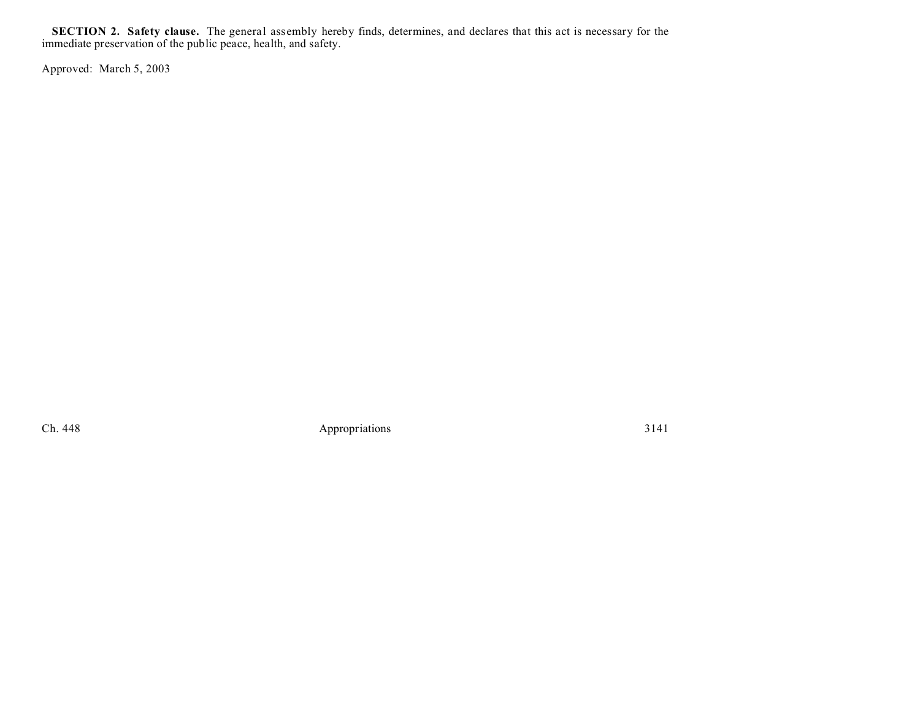**SECTION 2. Safety clause.** The general assembly hereby finds, determines, and declares that this act is necessary for the immediate preservation of the public peace, health, and safety.

Approved: March 5, 2003